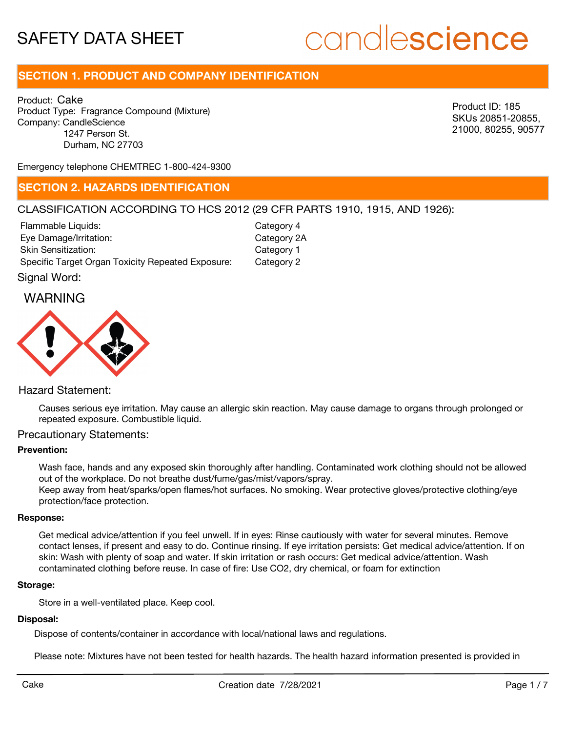# SAFETY DATA SHEET

candlescience

## SECTION 1. PRODUCT AND COMPANY IDENTIFICATION

Product: Cake
Product Type: Fragrance Compound (Mixture)
Company: CandleScience
1247 Person St.
Durham, NC 27703

Product ID: 185
SKUs 20851-20855, 21000, 80255, 90577

Emergency telephone CHEMTREC 1-800-424-9300

## SECTION 2. HAZARDS IDENTIFICATION

CLASSIFICATION ACCORDING TO HCS 2012 (29 CFR PARTS 1910, 1915, AND 1926):

| | |
|---|---|
| Flammable Liquids: | Category 4 |
| Eye Damage/Irritation: | Category 2A |
| Skin Sensitization: | Category 1 |
| Specific Target Organ Toxicity Repeated Exposure: | Category 2 |

Signal Word:

WARNING

### Hazard Statement:

Causes serious eye irritation. May cause an allergic skin reaction. May cause damage to organs through prolonged or repeated exposure. Combustible liquid.

### Precautionary Statements:

**Prevention:**

Wash face, hands and any exposed skin thoroughly after handling. Contaminated work clothing should not be allowed out of the workplace. Do not breathe dust/fume/gas/mist/vapors/spray.
Keep away from heat/sparks/open flames/hot surfaces. No smoking. Wear protective gloves/protective clothing/eye protection/face protection.

**Response:**

Get medical advice/attention if you feel unwell. If in eyes: Rinse cautiously with water for several minutes. Remove contact lenses, if present and easy to do. Continue rinsing. If eye irritation persists: Get medical advice/attention. If on skin: Wash with plenty of soap and water. If skin irritation or rash occurs: Get medical advice/attention. Wash contaminated clothing before reuse. In case of fire: Use $CO_2$, dry chemical, or foam for extinction

**Storage:**

Store in a well-ventilated place. Keep cool.

**Disposal:**

Dispose of contents/container in accordance with local/national laws and regulations.

Please note: Mixtures have not been tested for health hazards. The health hazard information presented is provided in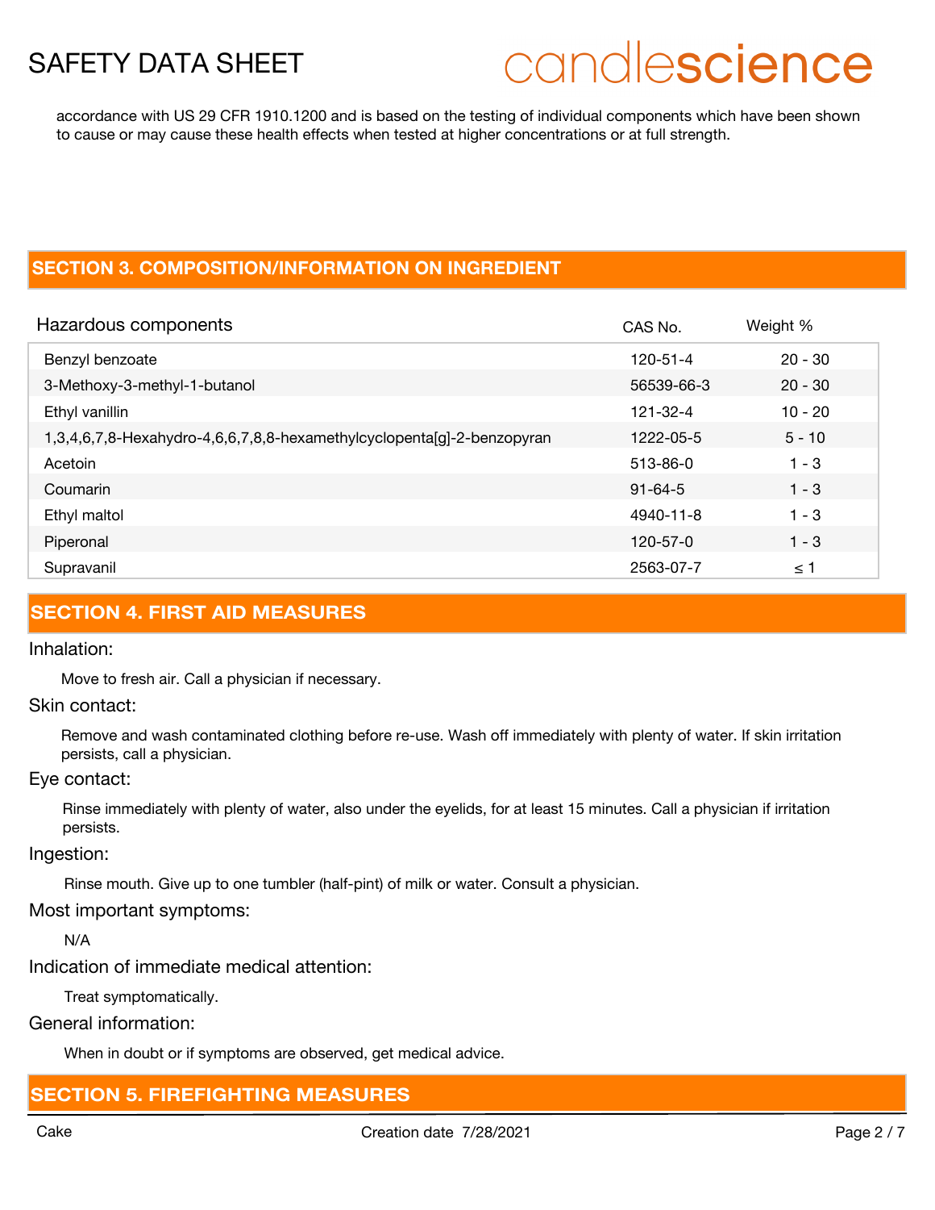accordance with US 29 CFR 1910.1200 and is based on the testing of individual components which have been shown to cause or may cause these health effects when tested at higher concentrations or at full strength.

## SECTION 3. COMPOSITION/INFORMATION ON INGREDIENT

| Hazardous components | CAS No. | Weight % |
|---|---|---|
| Benzyl benzoate | 120-51-4 | 20 - 30 |
| 3-Methoxy-3-methyl-1-butanol | 56539-66-3 | 20 - 30 |
| Ethyl vanillin | 121-32-4 | 10 - 20 |
| 1,3,4,6,7,8-Hexahydro-4,6,6,7,8,8-hexamethylcyclopenta[g]-2-benzopyran | 1222-05-5 | 5 - 10 |
| Acetoin | 513-86-0 | 1 - 3 |
| Coumarin | 91-64-5 | 1 - 3 |
| Ethyl maltol | 4940-11-8 | 1 - 3 |
| Piperonal | 120-57-0 | 1 - 3 |
| Supravanil | 2563-07-7 | ≤ 1 |

## SECTION 4. FIRST AID MEASURES

Inhalation:

Move to fresh air. Call a physician if necessary.

Skin contact:

Remove and wash contaminated clothing before re-use. Wash off immediately with plenty of water. If skin irritation persists, call a physician.

Eye contact:

Rinse immediately with plenty of water, also under the eyelids, for at least 15 minutes. Call a physician if irritation persists.

Ingestion:

Rinse mouth. Give up to one tumbler (half-pint) of milk or water. Consult a physician.

Most important symptoms:

N/A

Indication of immediate medical attention:

Treat symptomatically.

General information:

When in doubt or if symptoms are observed, get medical advice.

## SECTION 5. FIREFIGHTING MEASURES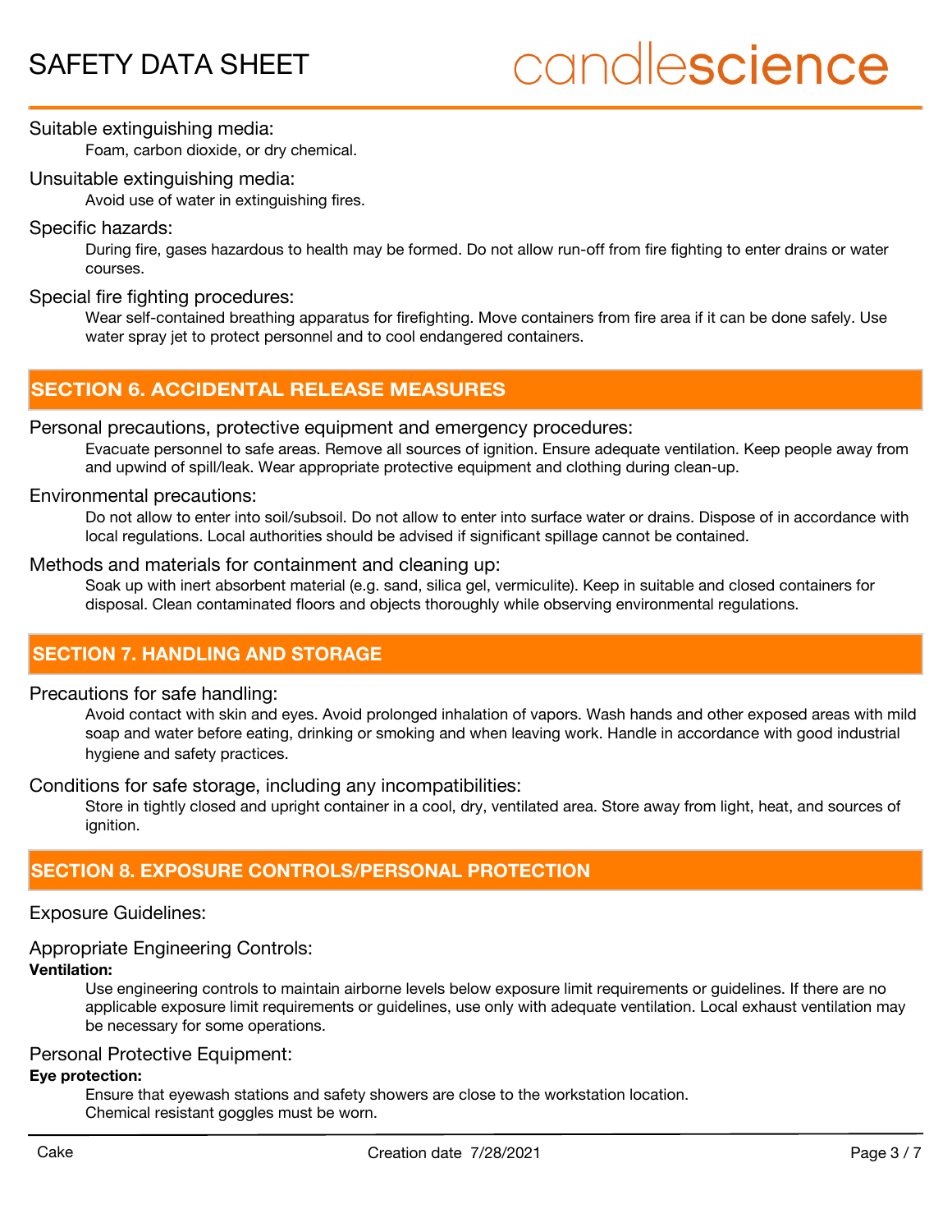Suitable extinguishing media:

Foam, carbon dioxide, or dry chemical.

Unsuitable extinguishing media:

Avoid use of water in extinguishing fires.

Specific hazards:

During fire, gases hazardous to health may be formed. Do not allow run-off from fire fighting to enter drains or water courses.

Special fire fighting procedures:

Wear self-contained breathing apparatus for firefighting. Move containers from fire area if it can be done safely. Use water spray jet to protect personnel and to cool endangered containers.

## SECTION 6. ACCIDENTAL RELEASE MEASURES

Personal precautions, protective equipment and emergency procedures:

Evacuate personnel to safe areas. Remove all sources of ignition. Ensure adequate ventilation. Keep people away from and upwind of spill/leak. Wear appropriate protective equipment and clothing during clean-up.

Environmental precautions:

Do not allow to enter into soil/subsoil. Do not allow to enter into surface water or drains. Dispose of in accordance with local regulations. Local authorities should be advised if significant spillage cannot be contained.

Methods and materials for containment and cleaning up:

Soak up with inert absorbent material (e.g. sand, silica gel, vermiculite). Keep in suitable and closed containers for disposal. Clean contaminated floors and objects thoroughly while observing environmental regulations.

## SECTION 7. HANDLING AND STORAGE

Precautions for safe handling:

Avoid contact with skin and eyes. Avoid prolonged inhalation of vapors. Wash hands and other exposed areas with mild soap and water before eating, drinking or smoking and when leaving work. Handle in accordance with good industrial hygiene and safety practices.

Conditions for safe storage, including any incompatibilities:

Store in tightly closed and upright container in a cool, dry, ventilated area. Store away from light, heat, and sources of ignition.

## SECTION 8. EXPOSURE CONTROLS/PERSONAL PROTECTION

Exposure Guidelines:

Appropriate Engineering Controls:

**Ventilation:**

Use engineering controls to maintain airborne levels below exposure limit requirements or guidelines. If there are no applicable exposure limit requirements or guidelines, use only with adequate ventilation. Local exhaust ventilation may be necessary for some operations.

Personal Protective Equipment:

**Eye protection:**

Ensure that eyewash stations and safety showers are close to the workstation location.
Chemical resistant goggles must be worn.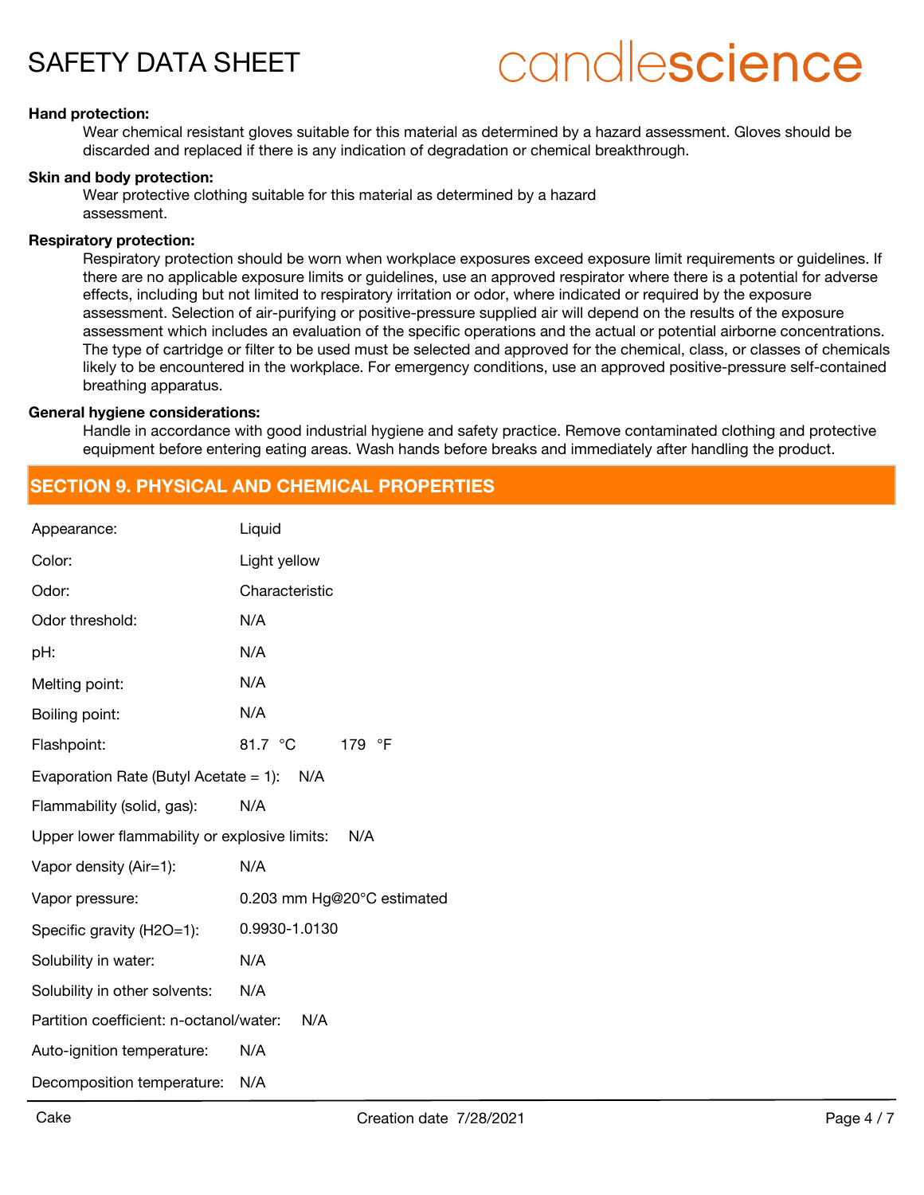**Hand protection:**

Wear chemical resistant gloves suitable for this material as determined by a hazard assessment. Gloves should be discarded and replaced if there is any indication of degradation or chemical breakthrough.

**Skin and body protection:**

Wear protective clothing suitable for this material as determined by a hazard assessment.

**Respiratory protection:**

Respiratory protection should be worn when workplace exposures exceed exposure limit requirements or guidelines. If there are no applicable exposure limits or guidelines, use an approved respirator where there is a potential for adverse effects, including but not limited to respiratory irritation or odor, where indicated or required by the exposure assessment. Selection of air-purifying or positive-pressure supplied air will depend on the results of the exposure assessment which includes an evaluation of the specific operations and the actual or potential airborne concentrations. The type of cartridge or filter to be used must be selected and approved for the chemical, class, or classes of chemicals likely to be encountered in the workplace. For emergency conditions, use an approved positive-pressure self-contained breathing apparatus.

**General hygiene considerations:**

Handle in accordance with good industrial hygiene and safety practice. Remove contaminated clothing and protective equipment before entering eating areas. Wash hands before breaks and immediately after handling the product.

## SECTION 9. PHYSICAL AND CHEMICAL PROPERTIES

Appearance: Liquid

Color: Light yellow

Odor: Characteristic

Odor threshold: N/A

pH: N/A

Melting point: N/A

Boiling point: N/A

Flashpoint: 81.7 °C 179 °F

Evaporation Rate (Butyl Acetate = 1): N/A

Flammability (solid, gas): N/A

Upper lower flammability or explosive limits: N/A

Vapor density (Air=1): N/A

Vapor pressure: 0.203 mm Hg@20°C estimated

Specific gravity (H2O=1): 0.9930-1.0130

Solubility in water: N/A

Solubility in other solvents: N/A

Partition coefficient: n-octanol/water: N/A

Auto-ignition temperature: N/A

Decomposition temperature: N/A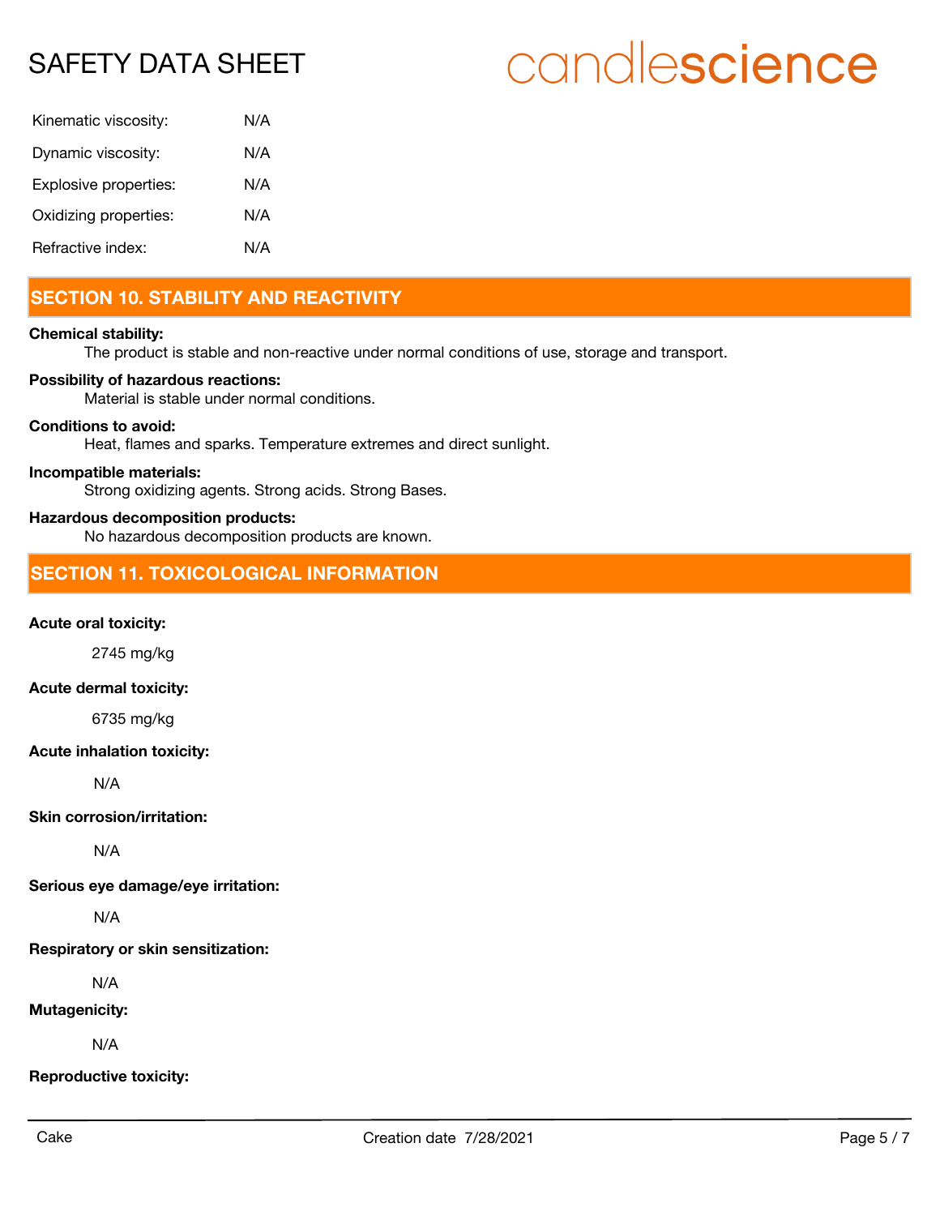| | |
|---|---|
| Kinematic viscosity: | N/A |
| Dynamic viscosity: | N/A |
| Explosive properties: | N/A |
| Oxidizing properties: | N/A |
| Refractive index: | N/A |

## SECTION 10. STABILITY AND REACTIVITY

**Chemical stability:**
The product is stable and non-reactive under normal conditions of use, storage and transport.

**Possibility of hazardous reactions:**
Material is stable under normal conditions.

**Conditions to avoid:**
Heat, flames and sparks. Temperature extremes and direct sunlight.

**Incompatible materials:**
Strong oxidizing agents. Strong acids. Strong Bases.

**Hazardous decomposition products:**
No hazardous decomposition products are known.

## SECTION 11. TOXICOLOGICAL INFORMATION

**Acute oral toxicity:**

2745 mg/kg

**Acute dermal toxicity:**

6735 mg/kg

**Acute inhalation toxicity:**

N/A

**Skin corrosion/irritation:**

N/A

**Serious eye damage/eye irritation:**

N/A

**Respiratory or skin sensitization:**

N/A

**Mutagenicity:**

N/A

**Reproductive toxicity:**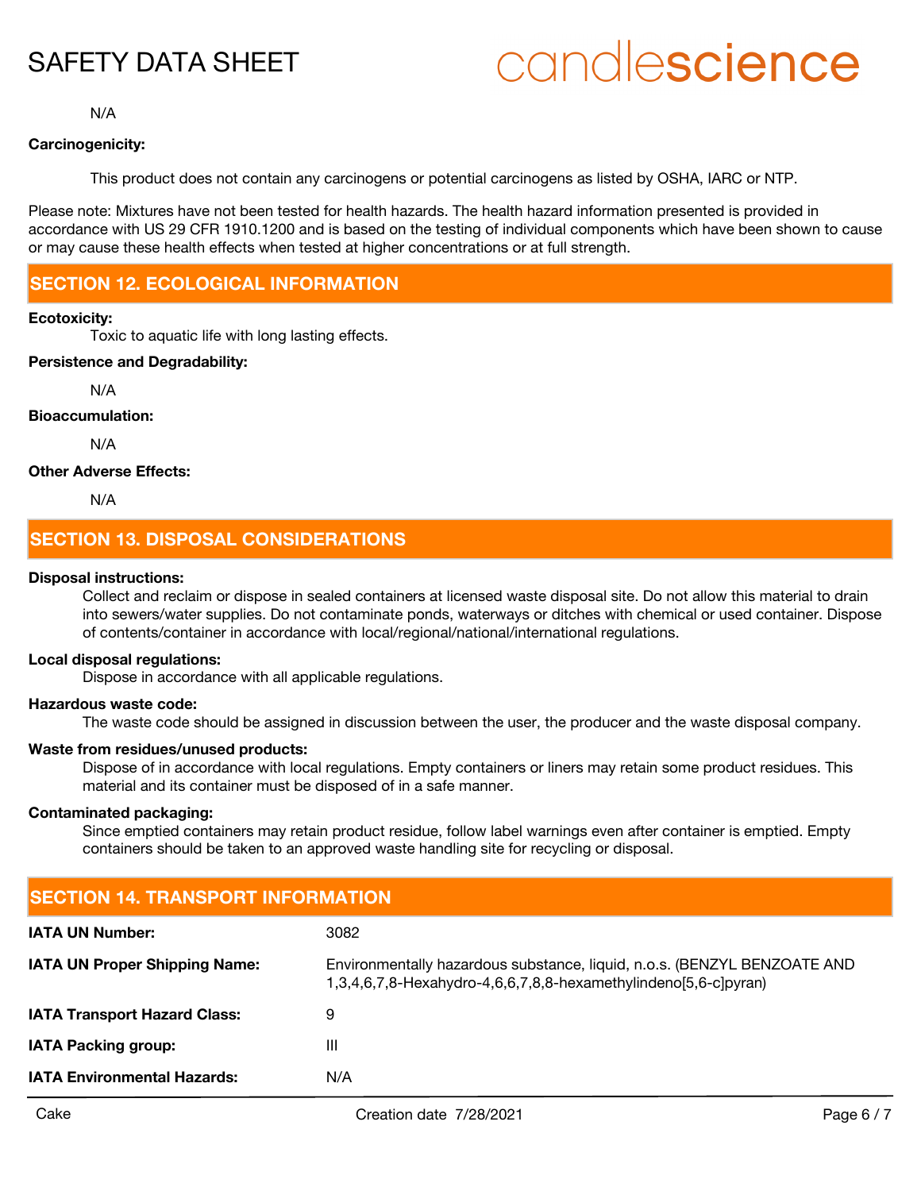N/A

**Carcinogenicity:**

This product does not contain any carcinogens or potential carcinogens as listed by OSHA, IARC or NTP.

Please note: Mixtures have not been tested for health hazards. The health hazard information presented is provided in accordance with US 29 CFR 1910.1200 and is based on the testing of individual components which have been shown to cause or may cause these health effects when tested at higher concentrations or at full strength.

## SECTION 12. ECOLOGICAL INFORMATION

**Ecotoxicity:**

Toxic to aquatic life with long lasting effects.

**Persistence and Degradability:**

N/A

**Bioaccumulation:**

N/A

**Other Adverse Effects:**

N/A

## SECTION 13. DISPOSAL CONSIDERATIONS

**Disposal instructions:**

Collect and reclaim or dispose in sealed containers at licensed waste disposal site. Do not allow this material to drain into sewers/water supplies. Do not contaminate ponds, waterways or ditches with chemical or used container. Dispose of contents/container in accordance with local/regional/national/international regulations.

**Local disposal regulations:**

Dispose in accordance with all applicable regulations.

**Hazardous waste code:**

The waste code should be assigned in discussion between the user, the producer and the waste disposal company.

**Waste from residues/unused products:**

Dispose of in accordance with local regulations. Empty containers or liners may retain some product residues. This material and its container must be disposed of in a safe manner.

**Contaminated packaging:**

Since emptied containers may retain product residue, follow label warnings even after container is emptied. Empty containers should be taken to an approved waste handling site for recycling or disposal.

## SECTION 14. TRANSPORT INFORMATION

| | |
|---|---|
| **IATA UN Number:** | 3082 |
| **IATA UN Proper Shipping Name:** | Environmentally hazardous substance, liquid, n.o.s. (BENZYL BENZOATE AND 1,3,4,6,7,8-Hexahydro-4,6,6,7,8,8-hexamethylindeno[5,6-c]pyran) |
| **IATA Transport Hazard Class:** | 9 |
| **IATA Packing group:** | III |
| **IATA Environmental Hazards:** | N/A |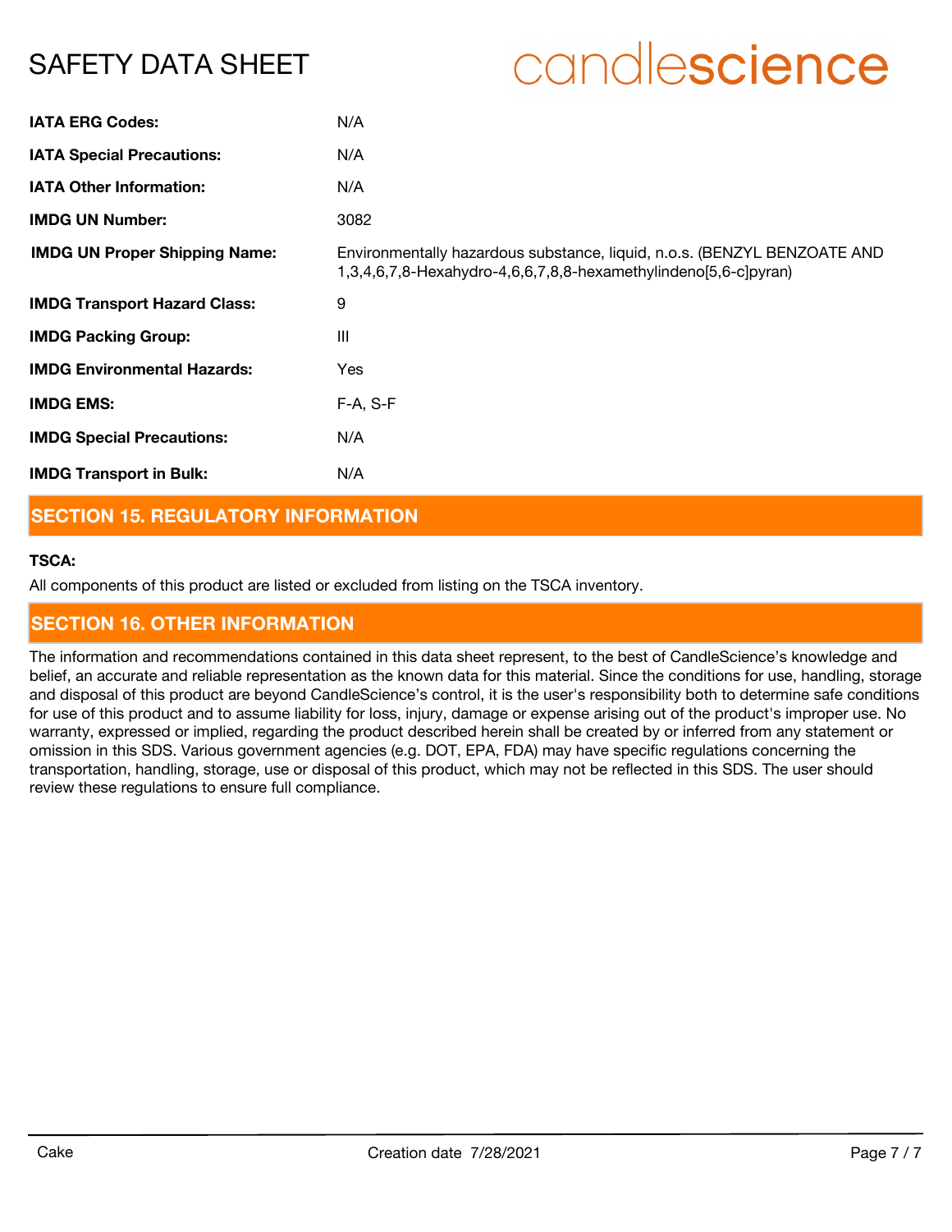| | |
|---|---|
| **IATA ERG Codes:** | N/A |
| **IATA Special Precautions:** | N/A |
| **IATA Other Information:** | N/A |
| **IMDG UN Number:** | 3082 |
| **IMDG UN Proper Shipping Name:** | Environmentally hazardous substance, liquid, n.o.s. (BENZYL BENZOATE AND 1,3,4,6,7,8-Hexahydro-4,6,6,7,8,8-hexamethylindeno[5,6-c]pyran) |
| **IMDG Transport Hazard Class:** | 9 |
| **IMDG Packing Group:** | III |
| **IMDG Environmental Hazards:** | Yes |
| **IMDG EMS:** | F-A, S-F |
| **IMDG Special Precautions:** | N/A |
| **IMDG Transport in Bulk:** | N/A |

## SECTION 15. REGULATORY INFORMATION

**TSCA:**

All components of this product are listed or excluded from listing on the TSCA inventory.

## SECTION 16. OTHER INFORMATION

The information and recommendations contained in this data sheet represent, to the best of CandleScience's knowledge and belief, an accurate and reliable representation as the known data for this material. Since the conditions for use, handling, storage and disposal of this product are beyond CandleScience's control, it is the user's responsibility both to determine safe conditions for use of this product and to assume liability for loss, injury, damage or expense arising out of the product's improper use. No warranty, expressed or implied, regarding the product described herein shall be created by or inferred from any statement or omission in this SDS. Various government agencies (e.g. DOT, EPA, FDA) may have specific regulations concerning the transportation, handling, storage, use or disposal of this product, which may not be reflected in this SDS. The user should review these regulations to ensure full compliance.